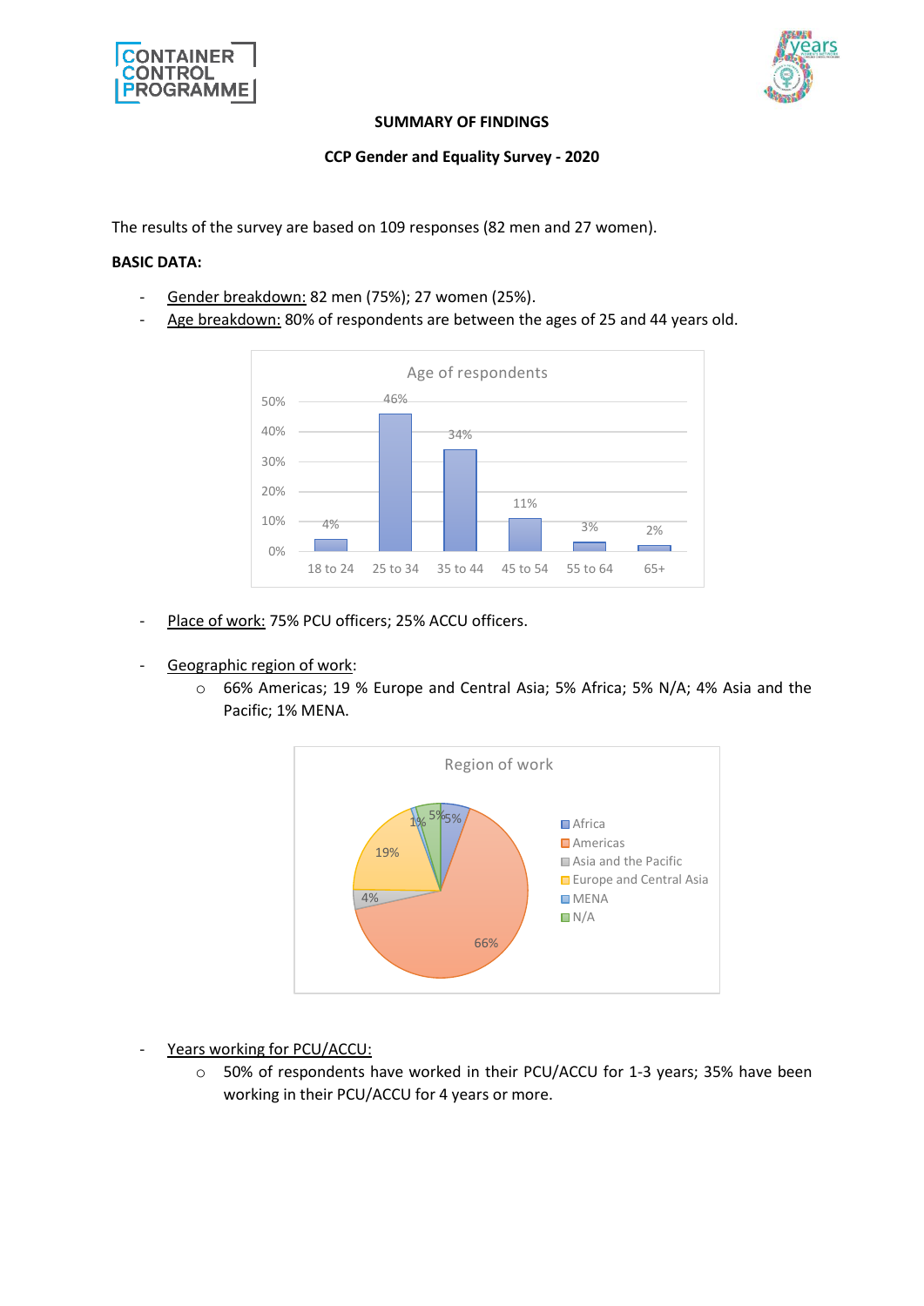**SUMMARY OF FINDINGS**

**CCP Gender and Equality Survey - 2020**

The results of the survey are based on 109 responses (82 men and 27 women).

**BASIC DATA:**

- Gender breakdown: 82 men (75%); 27 women (25%).
- Age breakdown: 80% of respondents are between the ages of 25 and 44 years old.

- Place of work: 75% PCU officers; 25% ACCU officers.

- Geographic region of work:
  - 66% Americas; 19 % Europe and Central Asia; 5% Africa; 5% N/A; 4% Asia and the Pacific; 1% MENA.

- Years working for PCU/ACCU:
  - 50% of respondents have worked in their PCU/ACCU for 1-3 years; 35% have been working in their PCU/ACCU for 4 years or more.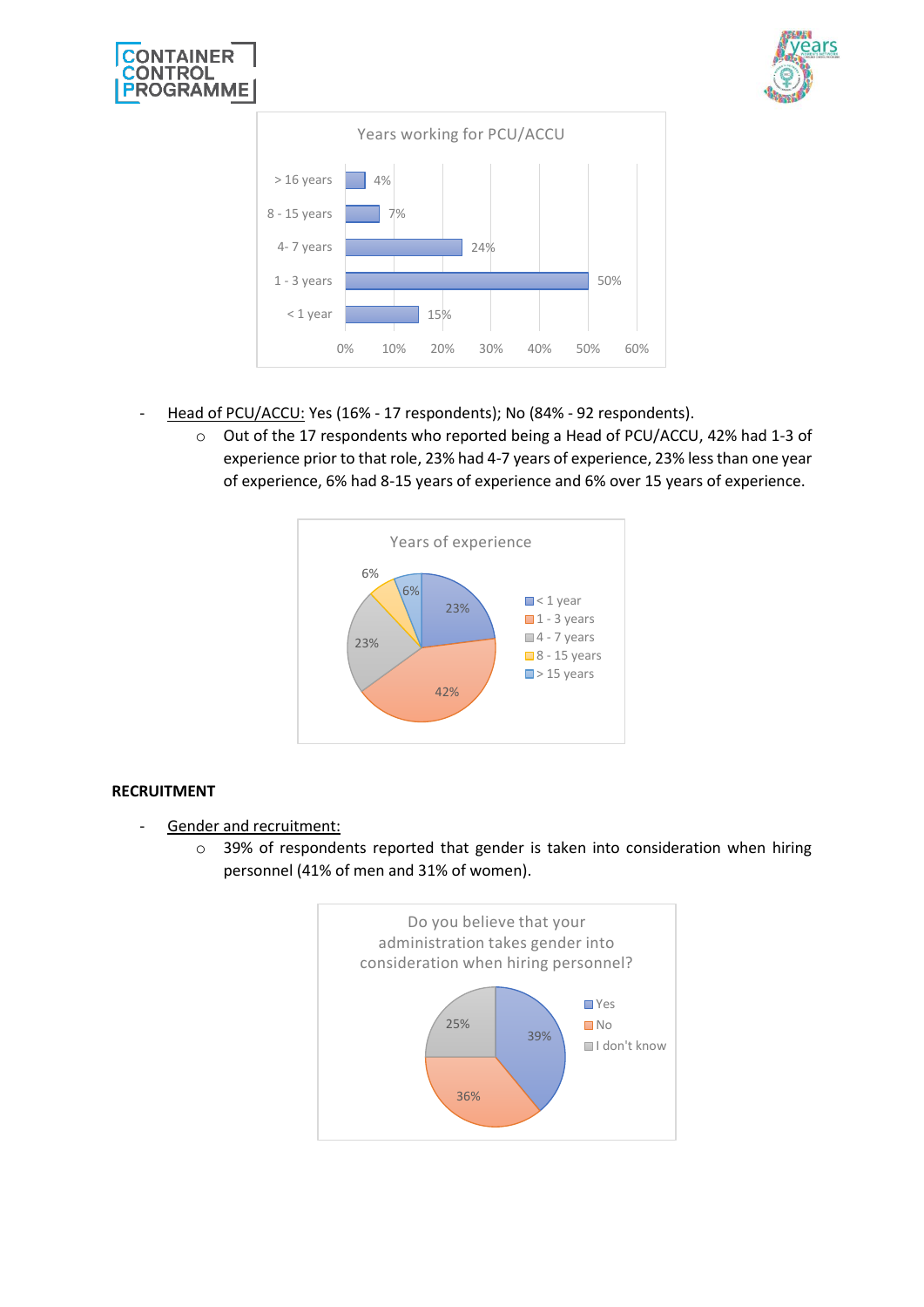**Years working for PCU/ACCU**

| Years | % |
|---|---|
| > 16 years | 4% |
| 8 - 15 years | 7% |
| 4- 7 years | 24% |
| 1 - 3 years | 50% |
| < 1 year | 15% |

- Head of PCU/ACCU: Yes (16% - 17 respondents); No (84% - 92 respondents).
  - Out of the 17 respondents who reported being a Head of PCU/ACCU, 42% had 1-3 of experience prior to that role, 23% had 4-7 years of experience, 23% less than one year of experience, 6% had 8-15 years of experience and 6% over 15 years of experience.

**Years of experience**

| Years | % |
|---|---|
| < 1 year | 23% |
| 1 - 3 years | 42% |
| 4 - 7 years | 23% |
| 8 - 15 years | 6% |
| > 15 years | 6% |

**RECRUITMENT**

- Gender and recruitment:
  - 39% of respondents reported that gender is taken into consideration when hiring personnel (41% of men and 31% of women).

**Do you believe that your administration takes gender into consideration when hiring personnel?**

| Answer | % |
|---|---|
| Yes | 39% |
| No | 36% |
| I don't know | 25% |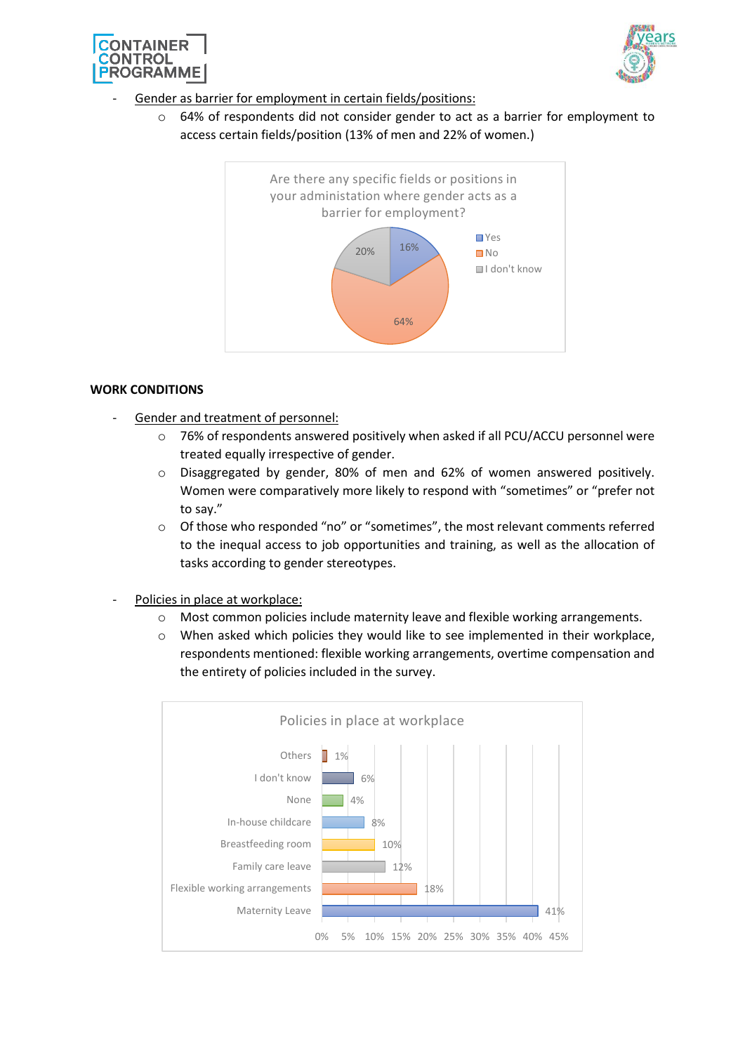- Gender as barrier for employment in certain fields/positions:
  - 64% of respondents did not consider gender to act as a barrier for employment to access certain fields/position (13% of men and 22% of women.)

Are there any specific fields or positions in your administation where gender acts as a barrier for employment?

| Response | Percentage |
|---|---|
| Yes | 16% |
| No | 64% |
| I don't know | 20% |

**WORK CONDITIONS**

- Gender and treatment of personnel:
  - 76% of respondents answered positively when asked if all PCU/ACCU personnel were treated equally irrespective of gender.
  - Disaggregated by gender, 80% of men and 62% of women answered positively. Women were comparatively more likely to respond with "sometimes" or "prefer not to say."
  - Of those who responded "no" or "sometimes", the most relevant comments referred to the inequal access to job opportunities and training, as well as the allocation of tasks according to gender stereotypes.

- Policies in place at workplace:
  - Most common policies include maternity leave and flexible working arrangements.
  - When asked which policies they would like to see implemented in their workplace, respondents mentioned: flexible working arrangements, overtime compensation and the entirety of policies included in the survey.

Policies in place at workplace

| Policy | Percentage |
|---|---|
| Others | 1% |
| I don't know | 6% |
| None | 4% |
| In-house childcare | 8% |
| Breastfeeding room | 10% |
| Family care leave | 12% |
| Flexible working arrangements | 18% |
| Maternity Leave | 41% |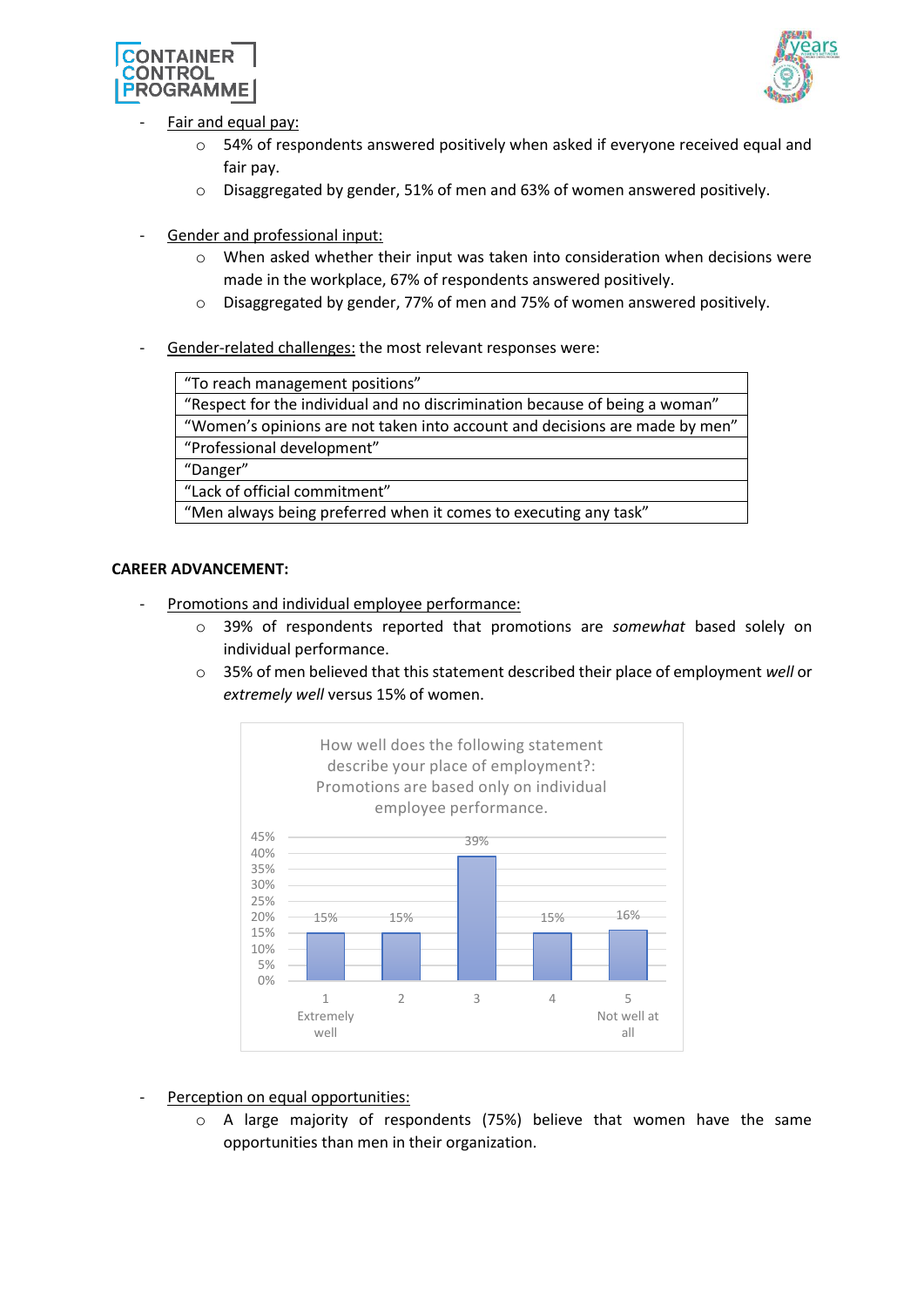- Fair and equal pay:
  - 54% of respondents answered positively when asked if everyone received equal and fair pay.
  - Disaggregated by gender, 51% of men and 63% of women answered positively.

- Gender and professional input:
  - When asked whether their input was taken into consideration when decisions were made in the workplace, 67% of respondents answered positively.
  - Disaggregated by gender, 77% of men and 75% of women answered positively.

- Gender-related challenges: the most relevant responses were:

| “To reach management positions” |
|---|
| “Respect for the individual and no discrimination because of being a woman” |
| “Women’s opinions are not taken into account and decisions are made by men” |
| “Professional development” |
| “Danger” |
| “Lack of official commitment” |
| “Men always being preferred when it comes to executing any task” |

**CAREER ADVANCEMENT:**

- Promotions and individual employee performance:
  - 39% of respondents reported that promotions are *somewhat* based solely on individual performance.
  - 35% of men believed that this statement described their place of employment *well* or *extremely well* versus 15% of women.

How well does the following statement describe your place of employment?: Promotions are based only on individual employee performance.

| Response | Percentage |
|---|---|
| 1 Extremely well | 15% |
| 2 | 15% |
| 3 | 39% |
| 4 | 15% |
| 5 Not well at all | 16% |

- Perception on equal opportunities:
  - A large majority of respondents (75%) believe that women have the same opportunities than men in their organization.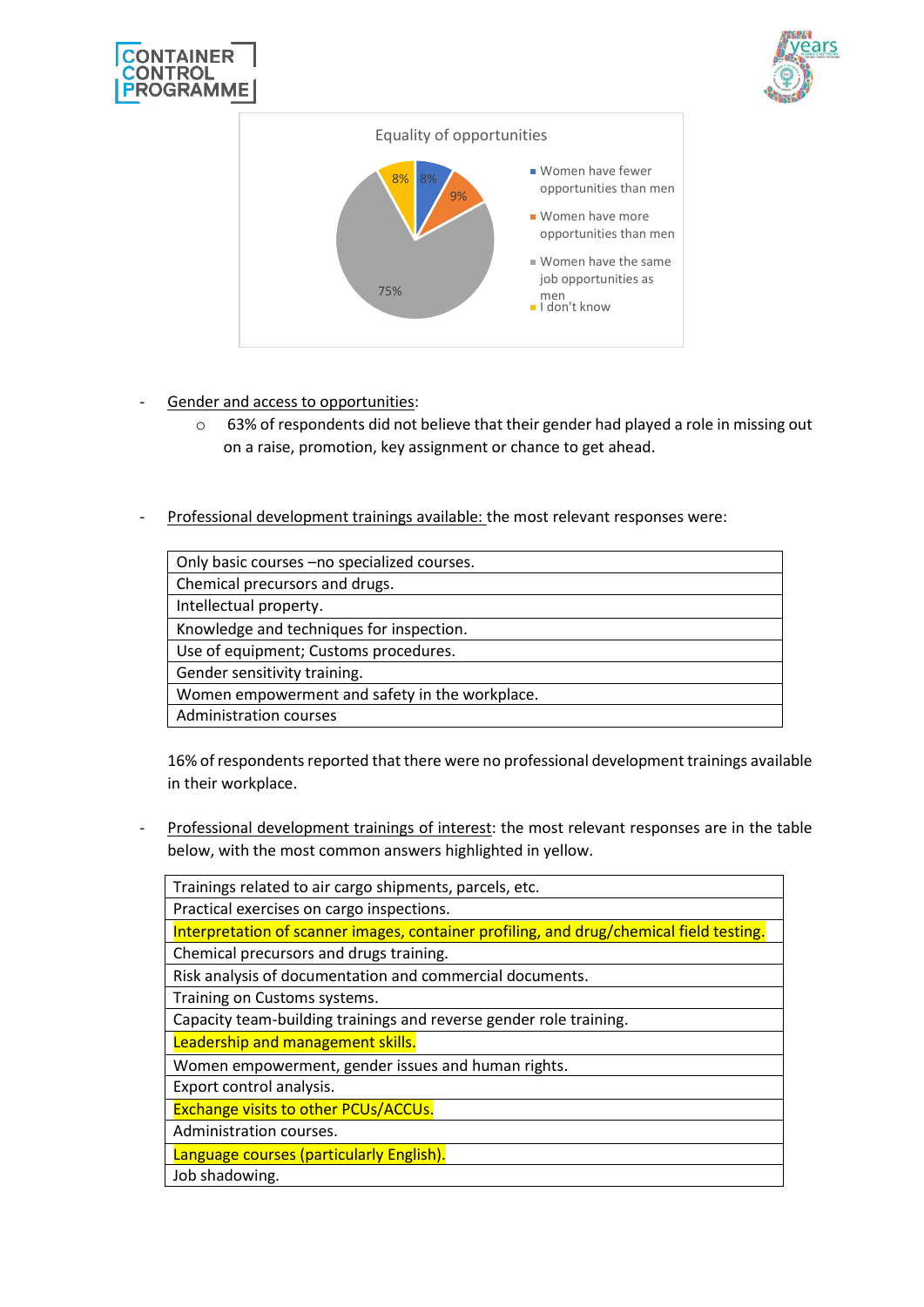Equality of opportunities

- Women have fewer opportunities than men: 8%
- Women have more opportunities than men: 9%
- Women have the same job opportunities as men: 75%
- I don't know: 8%

- Gender and access to opportunities:
  - 63% of respondents did not believe that their gender had played a role in missing out on a raise, promotion, key assignment or chance to get ahead.

- Professional development trainings available: the most relevant responses were:

| Only basic courses –no specialized courses. |
|---|
| Chemical precursors and drugs. |
| Intellectual property. |
| Knowledge and techniques for inspection. |
| Use of equipment; Customs procedures. |
| Gender sensitivity training. |
| Women empowerment and safety in the workplace. |
| Administration courses |

16% of respondents reported that there were no professional development trainings available in their workplace.

- Professional development trainings of interest: the most relevant responses are in the table below, with the most common answers highlighted in yellow.

| Trainings related to air cargo shipments, parcels, etc. |
|---|
| Practical exercises on cargo inspections. |
| Interpretation of scanner images, container profiling, and drug/chemical field testing. |
| Chemical precursors and drugs training. |
| Risk analysis of documentation and commercial documents. |
| Training on Customs systems. |
| Capacity team-building trainings and reverse gender role training. |
| Leadership and management skills. |
| Women empowerment, gender issues and human rights. |
| Export control analysis. |
| Exchange visits to other PCUs/ACCUs. |
| Administration courses. |
| Language courses (particularly English). |
| Job shadowing. |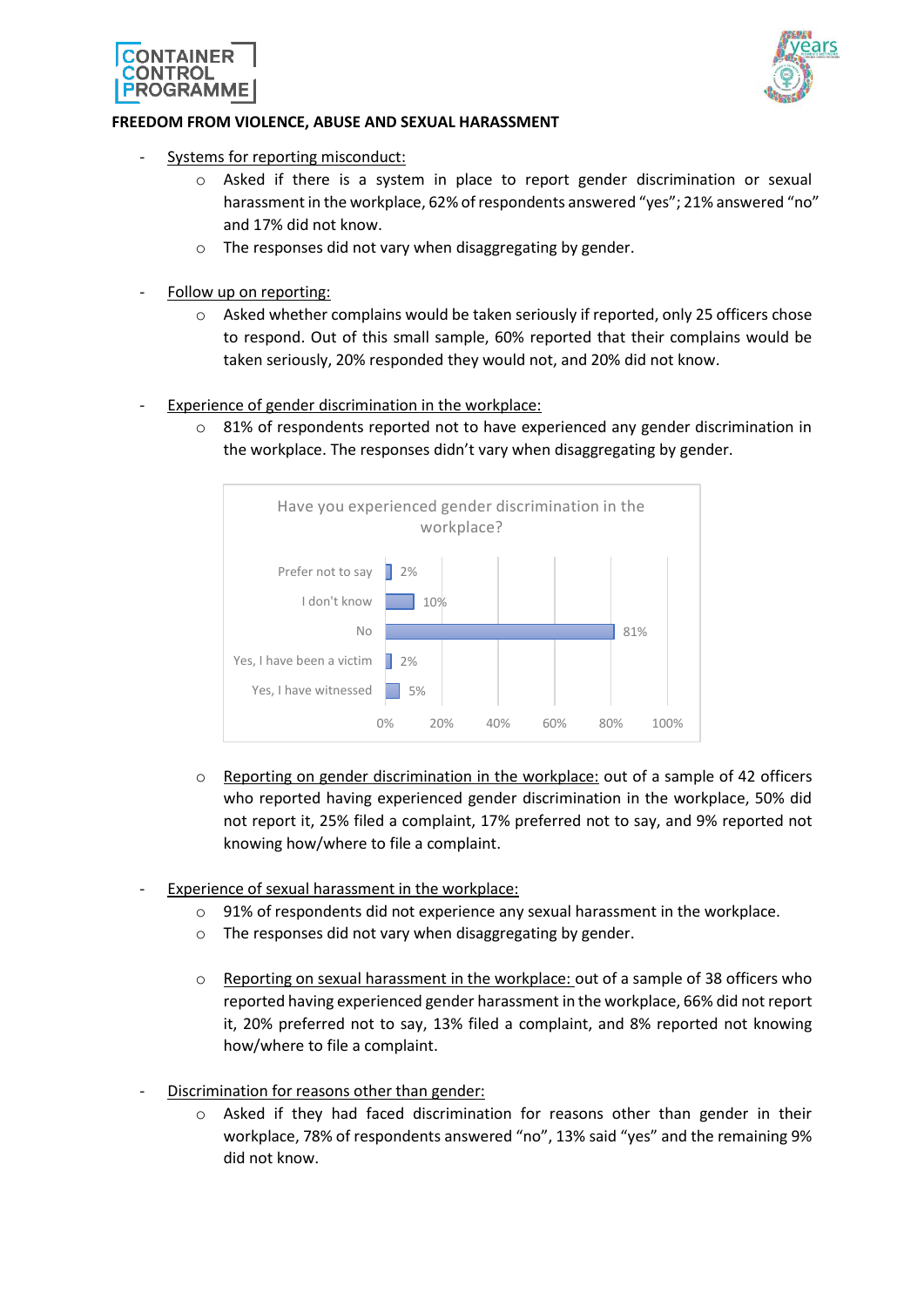**FREEDOM FROM VIOLENCE, ABUSE AND SEXUAL HARASSMENT**

- Systems for reporting misconduct:
  - Asked if there is a system in place to report gender discrimination or sexual harassment in the workplace, 62% of respondents answered "yes"; 21% answered "no" and 17% did not know.
  - The responses did not vary when disaggregating by gender.

- Follow up on reporting:
  - Asked whether complains would be taken seriously if reported, only 25 officers chose to respond. Out of this small sample, 60% reported that their complains would be taken seriously, 20% responded they would not, and 20% did not know.

- Experience of gender discrimination in the workplace:
  - 81% of respondents reported not to have experienced any gender discrimination in the workplace. The responses didn't vary when disaggregating by gender.

Have you experienced gender discrimination in the workplace?

| Response | % |
|---|---|
| Prefer not to say | 2% |
| I don't know | 10% |
| No | 81% |
| Yes, I have been a victim | 2% |
| Yes, I have witnessed | 5% |

  - Reporting on gender discrimination in the workplace: out of a sample of 42 officers who reported having experienced gender discrimination in the workplace, 50% did not report it, 25% filed a complaint, 17% preferred not to say, and 9% reported not knowing how/where to file a complaint.

- Experience of sexual harassment in the workplace:
  - 91% of respondents did not experience any sexual harassment in the workplace.
  - The responses did not vary when disaggregating by gender.
  - Reporting on sexual harassment in the workplace: out of a sample of 38 officers who reported having experienced gender harassment in the workplace, 66% did not report it, 20% preferred not to say, 13% filed a complaint, and 8% reported not knowing how/where to file a complaint.

- Discrimination for reasons other than gender:
  - Asked if they had faced discrimination for reasons other than gender in their workplace, 78% of respondents answered "no", 13% said "yes" and the remaining 9% did not know.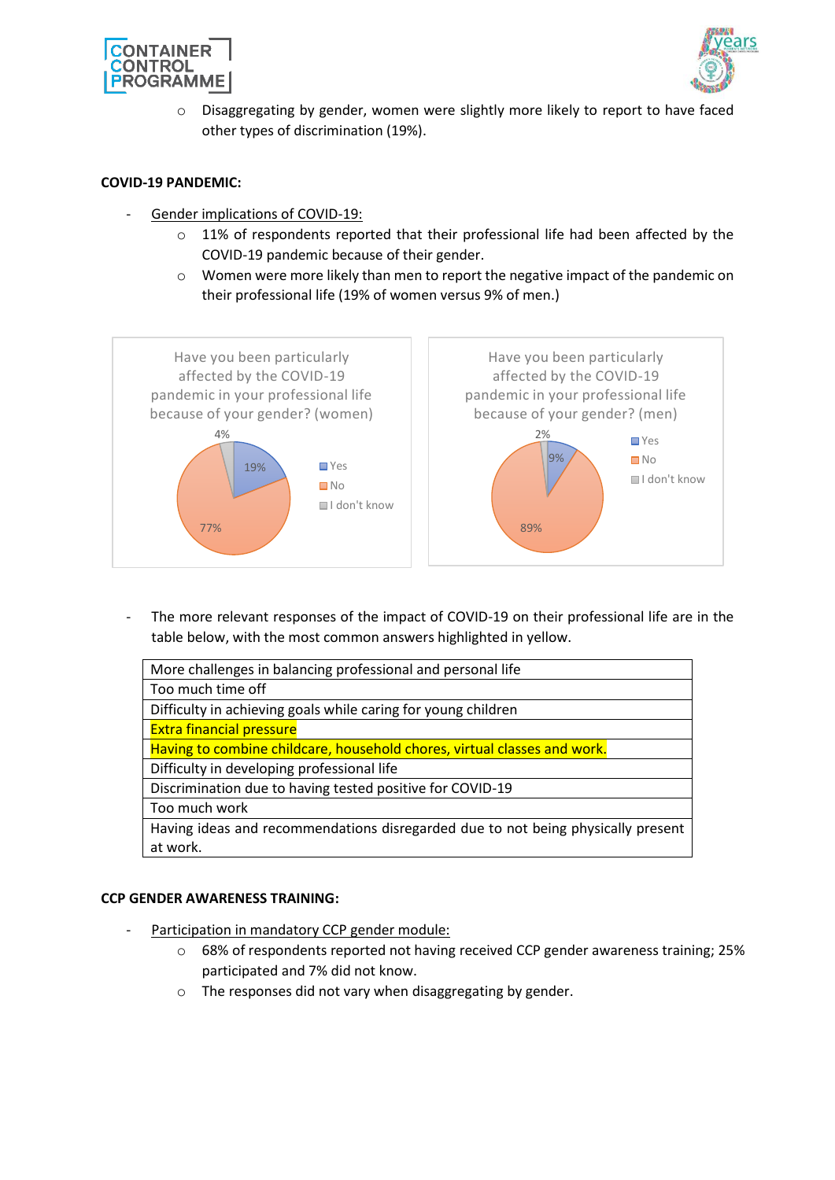- Disaggregating by gender, women were slightly more likely to report to have faced other types of discrimination (19%).

**COVID-19 PANDEMIC:**

- Gender implications of COVID-19:
  - 11% of respondents reported that their professional life had been affected by the COVID-19 pandemic because of their gender.
  - Women were more likely than men to report the negative impact of the pandemic on their professional life (19% of women versus 9% of men.)

Have you been particularly affected by the COVID-19 pandemic in your professional life because of your gender? (women)

| Response | Share |
|---|---|
| Yes | 19% |
| No | 77% |
| I don't know | 4% |

Have you been particularly affected by the COVID-19 pandemic in your professional life because of your gender? (men)

| Response | Share |
|---|---|
| Yes | 9% |
| No | 89% |
| I don't know | 2% |

- The more relevant responses of the impact of COVID-19 on their professional life are in the table below, with the most common answers highlighted in yellow.

| |
|---|
| More challenges in balancing professional and personal life |
| Too much time off |
| Difficulty in achieving goals while caring for young children |
| Extra financial pressure |
| Having to combine childcare, household chores, virtual classes and work. |
| Difficulty in developing professional life |
| Discrimination due to having tested positive for COVID-19 |
| Too much work |
| Having ideas and recommendations disregarded due to not being physically present at work. |

**CCP GENDER AWARENESS TRAINING:**

- Participation in mandatory CCP gender module:
  - 68% of respondents reported not having received CCP gender awareness training; 25% participated and 7% did not know.
  - The responses did not vary when disaggregating by gender.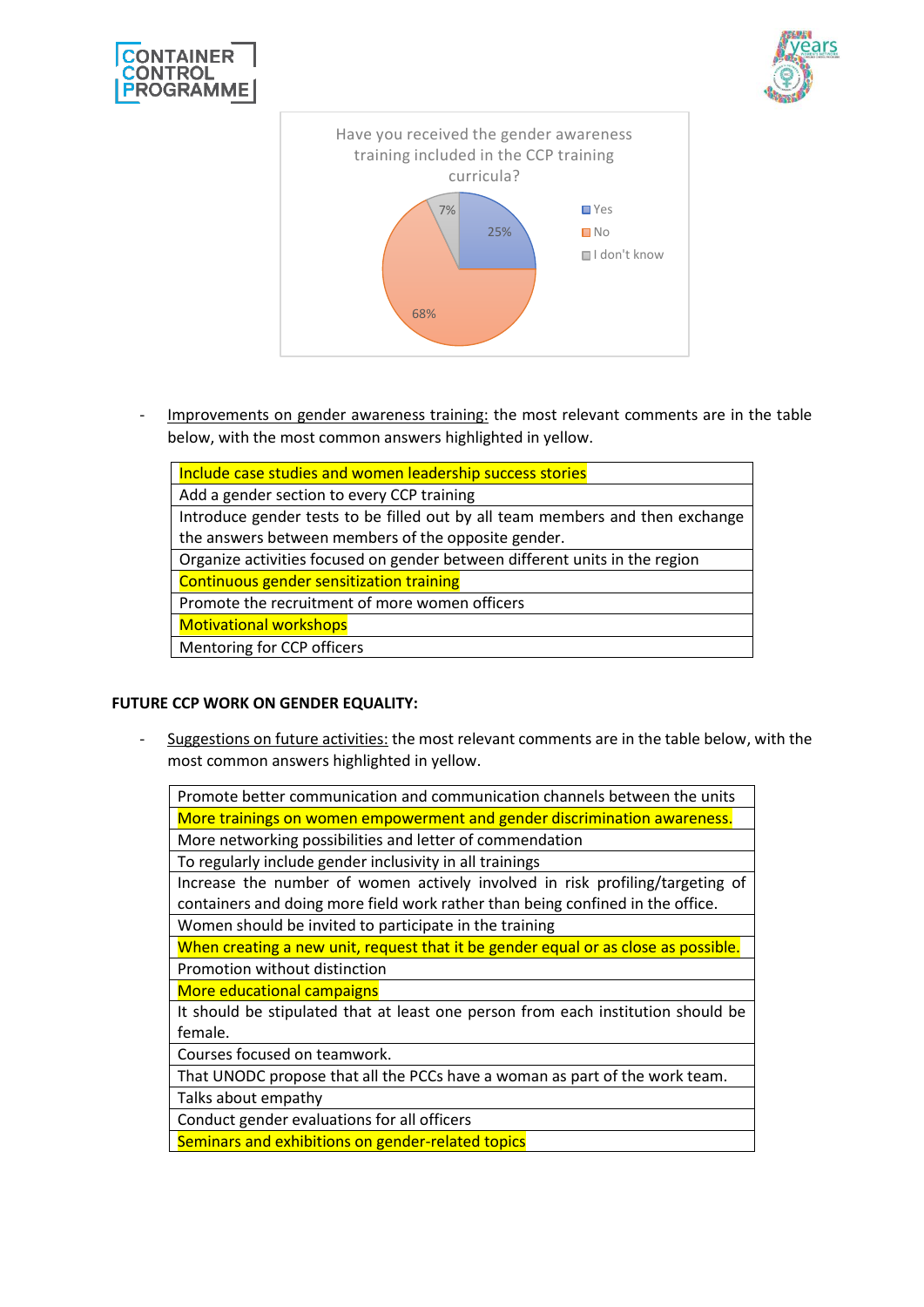Have you received the gender awareness training included in the CCP training curricula?

- Yes: 25%
- No: 68%
- I don't know: 7%

- Improvements on gender awareness training: the most relevant comments are in the table below, with the most common answers highlighted in yellow.

| |
|---|
| Include case studies and women leadership success stories |
| Add a gender section to every CCP training |
| Introduce gender tests to be filled out by all team members and then exchange the answers between members of the opposite gender. |
| Organize activities focused on gender between different units in the region |
| Continuous gender sensitization training |
| Promote the recruitment of more women officers |
| Motivational workshops |
| Mentoring for CCP officers |

**FUTURE CCP WORK ON GENDER EQUALITY:**

- Suggestions on future activities: the most relevant comments are in the table below, with the most common answers highlighted in yellow.

| |
|---|
| Promote better communication and communication channels between the units |
| More trainings on women empowerment and gender discrimination awareness. |
| More networking possibilities and letter of commendation |
| To regularly include gender inclusivity in all trainings |
| Increase the number of women actively involved in risk profiling/targeting of containers and doing more field work rather than being confined in the office. |
| Women should be invited to participate in the training |
| When creating a new unit, request that it be gender equal or as close as possible. |
| Promotion without distinction |
| More educational campaigns |
| It should be stipulated that at least one person from each institution should be female. |
| Courses focused on teamwork. |
| That UNODC propose that all the PCCs have a woman as part of the work team. |
| Talks about empathy |
| Conduct gender evaluations for all officers |
| Seminars and exhibitions on gender-related topics |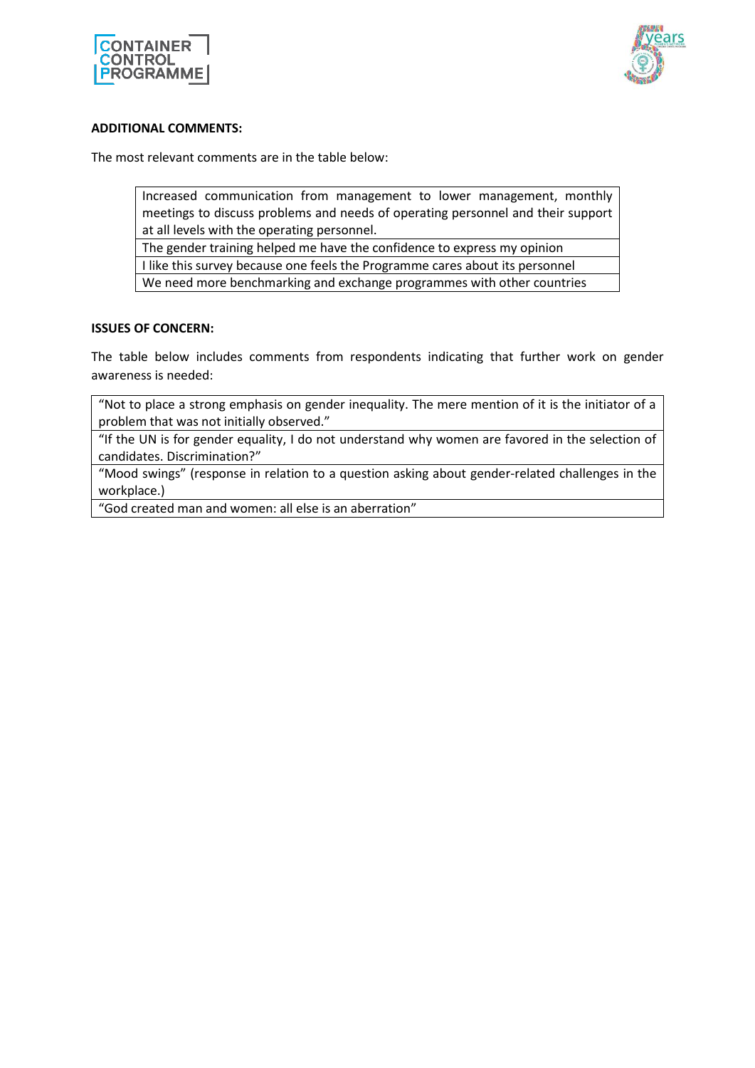**ADDITIONAL COMMENTS:**

The most relevant comments are in the table below:

| |
|---|
| Increased communication from management to lower management, monthly meetings to discuss problems and needs of operating personnel and their support at all levels with the operating personnel. |
| The gender training helped me have the confidence to express my opinion |
| I like this survey because one feels the Programme cares about its personnel |
| We need more benchmarking and exchange programmes with other countries |

**ISSUES OF CONCERN:**

The table below includes comments from respondents indicating that further work on gender awareness is needed:

| |
|---|
| "Not to place a strong emphasis on gender inequality. The mere mention of it is the initiator of a problem that was not initially observed." |
| "If the UN is for gender equality, I do not understand why women are favored in the selection of candidates. Discrimination?" |
| "Mood swings" (response in relation to a question asking about gender-related challenges in the workplace.) |
| "God created man and women: all else is an aberration" |